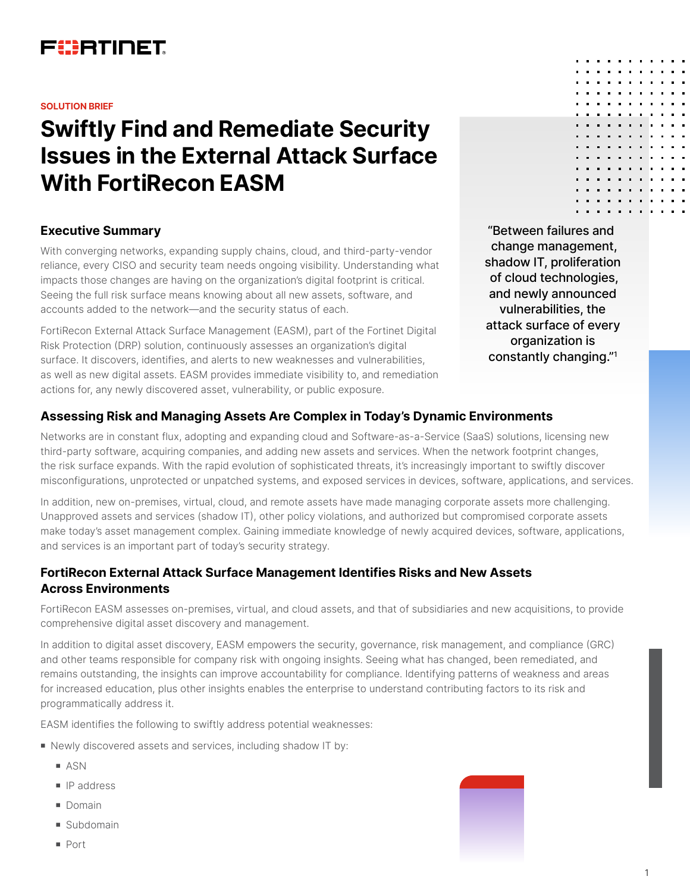SOLUTION BRIEF

# Swiftly Find and Remediate Security Issues in the External Attack Surface With FortiRecon EASM

## Executive Summary

With converging networks, expanding supply chains, cloud, and third-party-vendor reliance, every CISO and security team needs ongoing visibility. Understanding what impacts those changes are having on the organization's digital footprint is critical. Seeing the full risk surface means knowing about all new assets, software, and accounts added to the network—and the security status of each.

FortiRecon External Attack Surface Management (EASM), part of the Fortinet Digital Risk Protection (DRP) solution, continuously assesses an organization's digital surface. It discovers, identifies, and alerts to new weaknesses and vulnerabilities, as well as new digital assets. EASM provides immediate visibility to, and remediation actions for, any newly discovered asset, vulnerability, or public exposure.

"Between failures and change management, shadow IT, proliferation of cloud technologies, and newly announced vulnerabilities, the attack surface of every organization is constantly changing."[1]

## Assessing Risk and Managing Assets Are Complex in Today's Dynamic Environments

Networks are in constant flux, adopting and expanding cloud and Software-as-a-Service (SaaS) solutions, licensing new third-party software, acquiring companies, and adding new assets and services. When the network footprint changes, the risk surface expands. With the rapid evolution of sophisticated threats, it's increasingly important to swiftly discover misconfigurations, unprotected or unpatched systems, and exposed services in devices, software, applications, and services.

In addition, new on-premises, virtual, cloud, and remote assets have made managing corporate assets more challenging. Unapproved assets and services (shadow IT), other policy violations, and authorized but compromised corporate assets make today's asset management complex. Gaining immediate knowledge of newly acquired devices, software, applications, and services is an important part of today's security strategy.

## FortiRecon External Attack Surface Management Identifies Risks and New Assets Across Environments

FortiRecon EASM assesses on-premises, virtual, and cloud assets, and that of subsidiaries and new acquisitions, to provide comprehensive digital asset discovery and management.

In addition to digital asset discovery, EASM empowers the security, governance, risk management, and compliance (GRC) and other teams responsible for company risk with ongoing insights. Seeing what has changed, been remediated, and remains outstanding, the insights can improve accountability for compliance. Identifying patterns of weakness and areas for increased education, plus other insights enables the enterprise to understand contributing factors to its risk and programmatically address it.

EASM identifies the following to swiftly address potential weaknesses:

- Newly discovered assets and services, including shadow IT by:
  - ASN
  - IP address
  - Domain
  - Subdomain
  - Port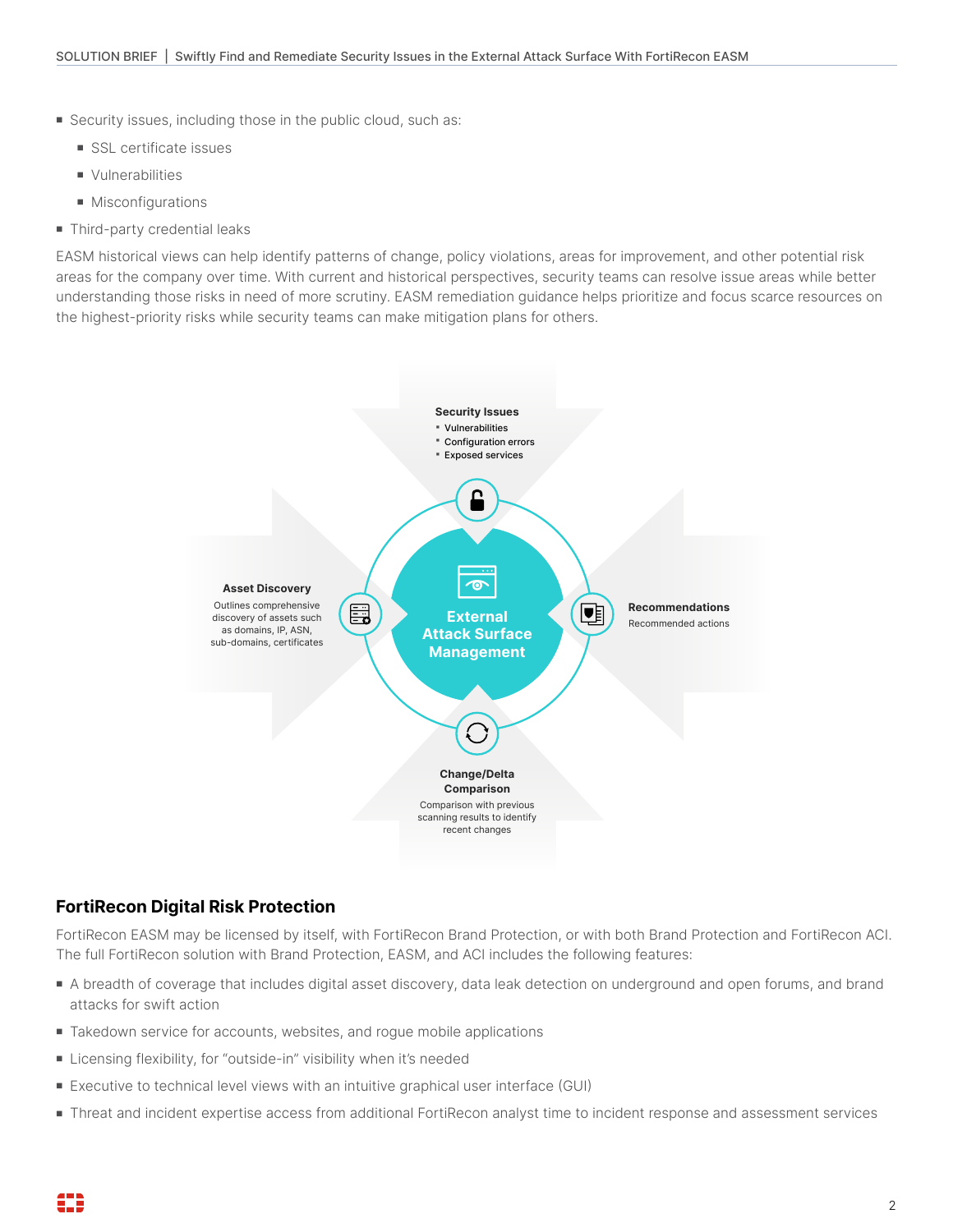- Security issues, including those in the public cloud, such as:
  - SSL certificate issues
  - Vulnerabilities
  - Misconfigurations
- Third-party credential leaks

EASM historical views can help identify patterns of change, policy violations, areas for improvement, and other potential risk areas for the company over time. With current and historical perspectives, security teams can resolve issue areas while better understanding those risks in need of more scrutiny. EASM remediation guidance helps prioritize and focus scarce resources on the highest-priority risks while security teams can make mitigation plans for others.

**Security Issues**
- Vulnerabilities
- Configuration errors
- Exposed services

**Asset Discovery**
Outlines comprehensive discovery of assets such as domains, IP, ASN, sub-domains, certificates

**External Attack Surface Management**

**Recommendations**
Recommended actions

**Change/Delta Comparison**
Comparison with previous scanning results to identify recent changes

## FortiRecon Digital Risk Protection

FortiRecon EASM may be licensed by itself, with FortiRecon Brand Protection, or with both Brand Protection and FortiRecon ACI. The full FortiRecon solution with Brand Protection, EASM, and ACI includes the following features:

- A breadth of coverage that includes digital asset discovery, data leak detection on underground and open forums, and brand attacks for swift action
- Takedown service for accounts, websites, and rogue mobile applications
- Licensing flexibility, for "outside-in" visibility when it's needed
- Executive to technical level views with an intuitive graphical user interface (GUI)
- Threat and incident expertise access from additional FortiRecon analyst time to incident response and assessment services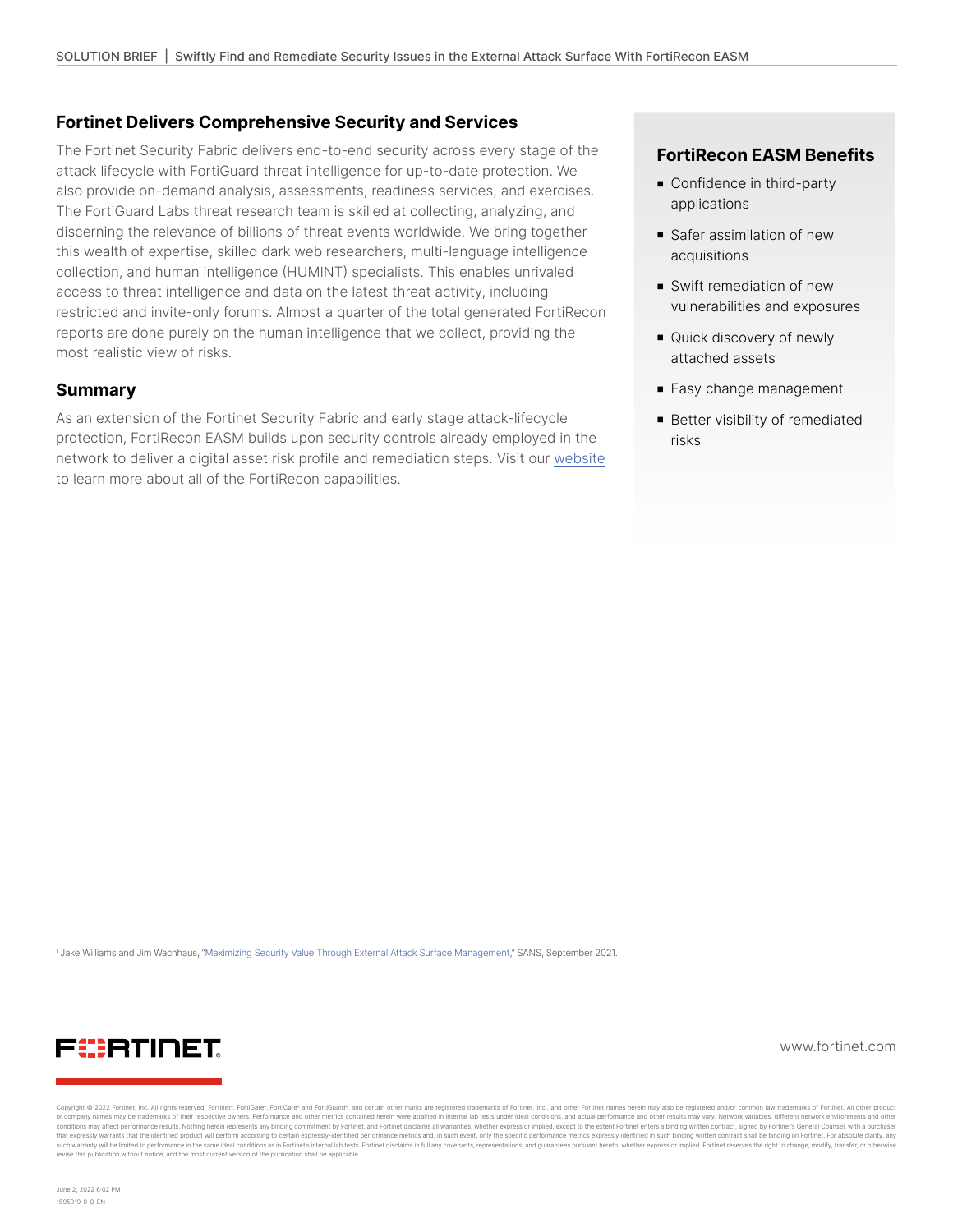## Fortinet Delivers Comprehensive Security and Services

The Fortinet Security Fabric delivers end-to-end security across every stage of the attack lifecycle with FortiGuard threat intelligence for up-to-date protection. We also provide on-demand analysis, assessments, readiness services, and exercises. The FortiGuard Labs threat research team is skilled at collecting, analyzing, and discerning the relevance of billions of threat events worldwide. We bring together this wealth of expertise, skilled dark web researchers, multi-language intelligence collection, and human intelligence (HUMINT) specialists. This enables unrivaled access to threat intelligence and data on the latest threat activity, including restricted and invite-only forums. Almost a quarter of the total generated FortiRecon reports are done purely on the human intelligence that we collect, providing the most realistic view of risks.

## Summary

As an extension of the Fortinet Security Fabric and early stage attack-lifecycle protection, FortiRecon EASM builds upon security controls already employed in the network to deliver a digital asset risk profile and remediation steps. Visit our website to learn more about all of the FortiRecon capabilities.

### FortiRecon EASM Benefits

- Confidence in third-party applications
- Safer assimilation of new acquisitions
- Swift remediation of new vulnerabilities and exposures
- Quick discovery of newly attached assets
- Easy change management
- Better visibility of remediated risks

[1] Jake Williams and Jim Wachhaus, "Maximizing Security Value Through External Attack Surface Management," SANS, September 2021.

FORTINET

www.fortinet.com

Copyright © 2022 Fortinet, Inc. All rights reserved. Fortinet®, FortiGate®, FortiCare® and FortiGuard®, and certain other marks are registered trademarks of Fortinet, Inc., and other Fortinet names herein may also be registered and/or common law trademarks of Fortinet. All other product or company names may be trademarks of their respective owners. Performance and other metrics contained herein were attained in internal lab tests under ideal conditions, and actual performance and other results may vary. Network variables, different network environments and other conditions may affect performance results. Nothing herein represents any binding commitment by Fortinet, and Fortinet disclaims all warranties, whether express or implied, except to the extent Fortinet enters a binding written contract, signed by Fortinet's General Counsel, with a purchaser that expressly warrants that the identified product will perform according to certain expressly-identified performance metrics and, in such event, only the specific performance metrics expressly identified in such binding written contract shall be binding on Fortinet. For absolute clarity, any such warranty will be limited to performance in the same ideal conditions as in Fortinet's internal lab tests. Fortinet disclaims in full any covenants, representations, and guarantees pursuant hereto, whether express or implied. Fortinet reserves the right to change, modify, transfer, or otherwise revise this publication without notice, and the most current version of the publication shall be applicable.

June 2, 2022 6:02 PM
1595919-0-0-EN